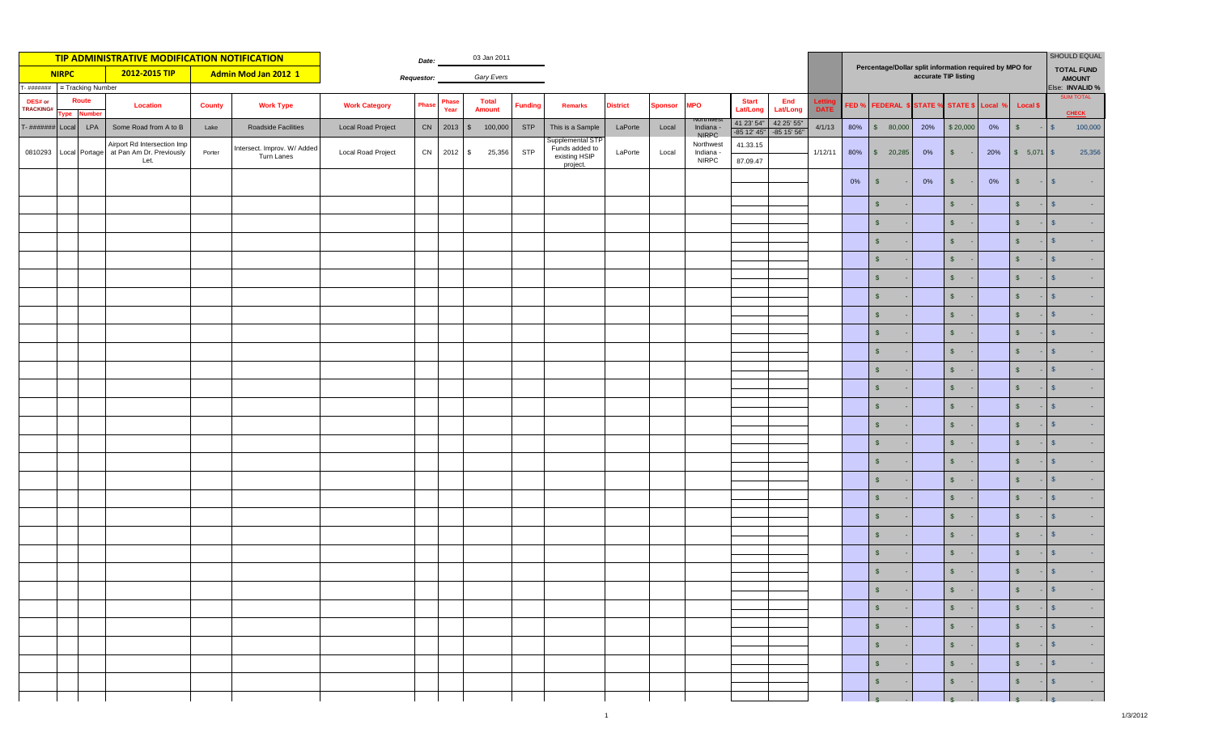# TIP ADMINISTRATIVE MODIFICATION NOTIFICATION

**NIRPC** | **2012-2015 TIP** | **Admin Mod Jan 2012 1**

Date: 03 Jan 2011

Requestor: Gary Evers

T- ####### = Tracking Number

Percentage/Dollar split information required by MPO for accurate TIP listing

SHOULD EQUAL TOTAL FUND AMOUNT Else: INVALID %

| DES# or TRACKING# | Route Type | Route Number | Location | County | Work Type | Work Category | Phase | Phase Year | Total Amount | Funding | Remarks | District | Sponsor | MPO | Start Lat/Long | End Lat/Long | Letting DATE | FED % | FEDERAL $ | STATE % | STATE $ | Local % | Local $ | SUM TOTAL CHECK |
|---|---|---|---|---|---|---|---|---|---|---|---|---|---|---|---|---|---|---|---|---|---|---|---|---|
| T- ####### | Local | LPA | Some Road from A to B | Lake | Roadside Facilities | Local Road Project | CN | 2013 | $ 100,000 | STP | This is a Sample | LaPorte | Local | Northwest Indiana - NIRPC | 41 23' 54" / -85 12' 45" | 42 25' 55" / -85 15' 56" | 4/1/13 | 80% | $ 80,000 | 20% | $ 20,000 | 0% | $ - | $ 100,000 |
| 0810293 | Local | Portage | Airport Rd Intersection Imp at Pan Am Dr. Previously Let. | Porter | Intersect. Improv. W/ Added Turn Lanes | Local Road Project | CN | 2012 | $ 25,356 | STP | Supplemental STP Funds added to existing HSIP project. | LaPorte | Local | Northwest Indiana - NIRPC | 41.33.15 / 87.09.47 | | 1/12/11 | 80% | $ 20,285 | 0% | $ - | 20% | $ 5,071 | $ 25,356 |
| | | | | | | | | | | | | | | | | | | 0% | $ - | 0% | $ - | 0% | $ - | $ - |
| | | | | | | | | | | | | | | | | | | | $ - | | $ - | | $ - | $ - |
| | | | | | | | | | | | | | | | | | | | $ - | | $ - | | $ - | $ - |
| | | | | | | | | | | | | | | | | | | | $ - | | $ - | | $ - | $ - |
| | | | | | | | | | | | | | | | | | | | $ - | | $ - | | $ - | $ - |
| | | | | | | | | | | | | | | | | | | | $ - | | $ - | | $ - | $ - |
| | | | | | | | | | | | | | | | | | | | $ - | | $ - | | $ - | $ - |
| | | | | | | | | | | | | | | | | | | | $ - | | $ - | | $ - | $ - |
| | | | | | | | | | | | | | | | | | | | $ - | | $ - | | $ - | $ - |
| | | | | | | | | | | | | | | | | | | | $ - | | $ - | | $ - | $ - |
| | | | | | | | | | | | | | | | | | | | $ - | | $ - | | $ - | $ - |
| | | | | | | | | | | | | | | | | | | | $ - | | $ - | | $ - | $ - |
| | | | | | | | | | | | | | | | | | | | $ - | | $ - | | $ - | $ - |
| | | | | | | | | | | | | | | | | | | | $ - | | $ - | | $ - | $ - |
| | | | | | | | | | | | | | | | | | | | $ - | | $ - | | $ - | $ - |
| | | | | | | | | | | | | | | | | | | | $ - | | $ - | | $ - | $ - |
| | | | | | | | | | | | | | | | | | | | $ - | | $ - | | $ - | $ - |
| | | | | | | | | | | | | | | | | | | | $ - | | $ - | | $ - | $ - |
| | | | | | | | | | | | | | | | | | | | $ - | | $ - | | $ - | $ - |
| | | | | | | | | | | | | | | | | | | | $ - | | $ - | | $ - | $ - |
| | | | | | | | | | | | | | | | | | | | $ - | | $ - | | $ - | $ - |
| | | | | | | | | | | | | | | | | | | | $ - | | $ - | | $ - | $ - |
| | | | | | | | | | | | | | | | | | | | $ - | | $ - | | $ - | $ - |
| | | | | | | | | | | | | | | | | | | | $ - | | $ - | | $ - | $ - |
| | | | | | | | | | | | | | | | | | | | $ - | | $ - | | $ - | $ - |
| | | | | | | | | | | | | | | | | | | | $ - | | $ - | | $ - | $ - |
| | | | | | | | | | | | | | | | | | | | $ - | | $ - | | $ - | $ - |
| | | | | | | | | | | | | | | | | | | | $ - | | $ - | | $ - | $ - |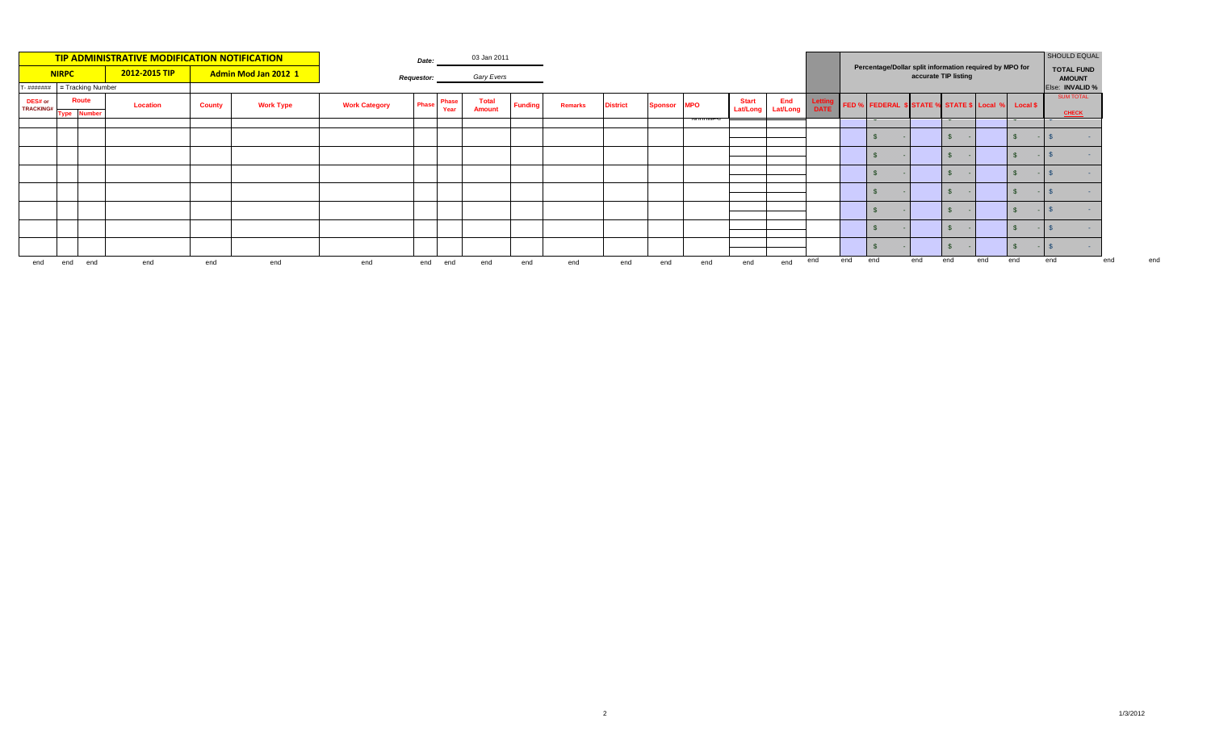## TIP ADMINISTRATIVE MODIFICATION NOTIFICATION

| NIRPC | 2012-2015 TIP | Admin Mod Jan 2012 1 |
|---|---|---|

Date: 03 Jan 2011

Requestor: Gary Evers

T- ####### = Tracking Number

Percentage/Dollar split information required by MPO for accurate TIP listing

| DES# or TRACKING# | Route Type | Route Number | Location | County | Work Type | Work Category | Phase | Phase Year | Total Amount | Funding | Remarks | District | Sponsor | MPO | Start Lat/Long | End Lat/Long | Letting DATE | FED % | FEDERAL $ | STATE % | STATE $ | Local % | Local $ | SHOULD EQUAL TOTAL FUND AMOUNT Else: INVALID % SUM TOTAL CHECK |
|---|---|---|---|---|---|---|---|---|---|---|---|---|---|---|---|---|---|---|---|---|---|---|---|---|
| | | | | | | | | | | | | | | | | | | | $ - | | $ - | | $ - | $ - |
| | | | | | | | | | | | | | | | | | | | $ - | | $ - | | $ - | $ - |
| | | | | | | | | | | | | | | | | | | | $ - | | $ - | | $ - | $ - |
| | | | | | | | | | | | | | | | | | | | $ - | | $ - | | $ - | $ - |
| | | | | | | | | | | | | | | | | | | | $ - | | $ - | | $ - | $ - |
| | | | | | | | | | | | | | | | | | | | $ - | | $ - | | $ - | $ - |
| | | | | | | | | | | | | | | | | | | | $ - | | $ - | | $ - | $ - |
| end | end | end | end | end | end | end | end | end | end | end | end | end | end | end | end | end | end | end | end | end | end | end | end | end |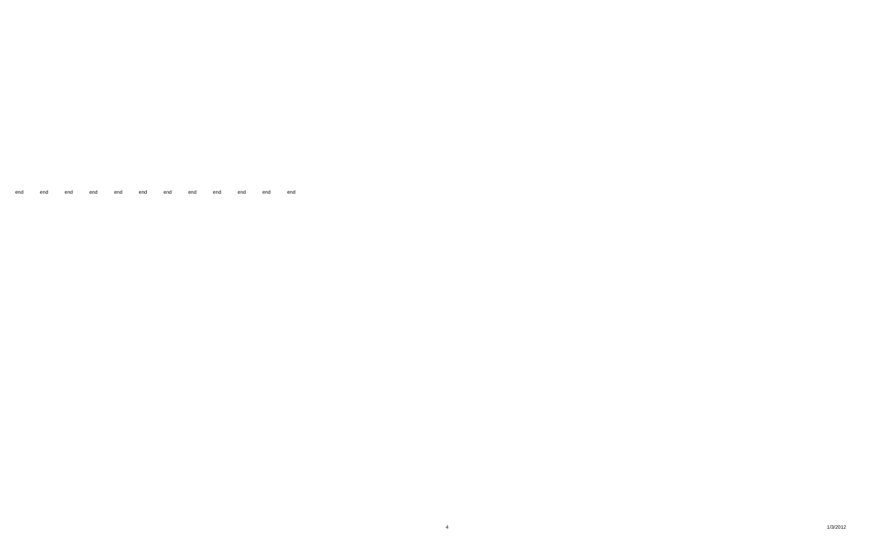| | | | | | | | | | | | |
|---|---|---|---|---|---|---|---|---|---|---|---|
| end | end | end | end | end | end | end | end | end | end | end | end |